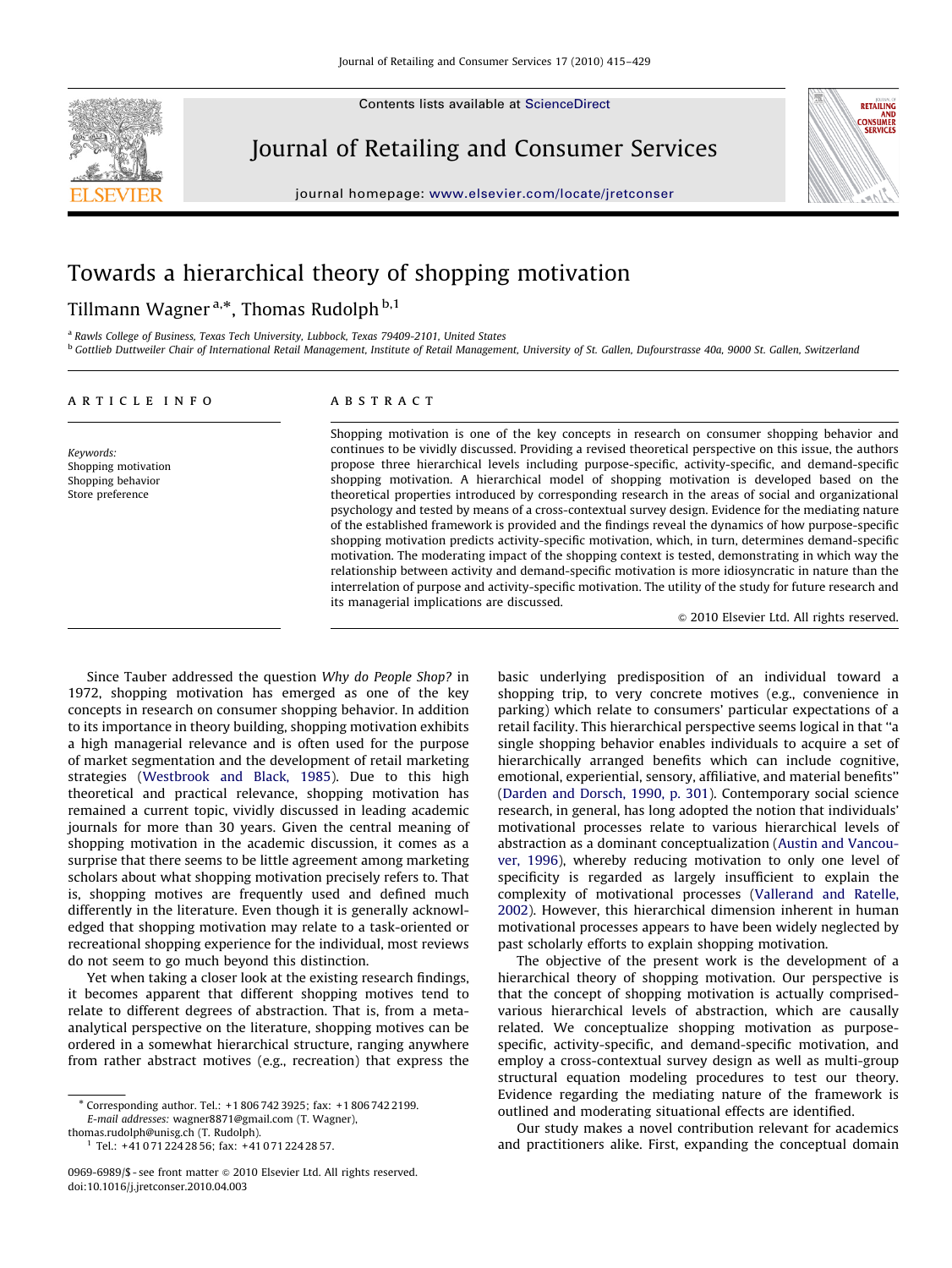# Towards a hierarchical theory of shopping motivation

Tillmann Wagner [a,*], Thomas Rudolph [b,1]

[a] Rawls College of Business, Texas Tech University, Lubbock, Texas 79409-2101, United States

[b] Gottlieb Duttweiler Chair of International Retail Management, Institute of Retail Management, University of St. Gallen, Dufourstrasse 40a, 9000 St. Gallen, Switzerland

## ARTICLE INFO

*Keywords:*
Shopping motivation
Shopping behavior
Store preference

## ABSTRACT

Shopping motivation is one of the key concepts in research on consumer shopping behavior and continues to be vividly discussed. Providing a revised theoretical perspective on this issue, the authors propose three hierarchical levels including purpose-specific, activity-specific, and demand-specific shopping motivation. A hierarchical model of shopping motivation is developed based on the theoretical properties introduced by corresponding research in the areas of social and organizational psychology and tested by means of a cross-contextual survey design. Evidence for the mediating nature of the established framework is provided and the findings reveal the dynamics of how purpose-specific shopping motivation predicts activity-specific motivation, which, in turn, determines demand-specific motivation. The moderating impact of the shopping context is tested, demonstrating in which way the relationship between activity and demand-specific motivation is more idiosyncratic in nature than the interrelation of purpose and activity-specific motivation. The utility of the study for future research and its managerial implications are discussed.

© 2010 Elsevier Ltd. All rights reserved.

Since Tauber addressed the question *Why do People Shop?* in 1972, shopping motivation has emerged as one of the key concepts in research on consumer shopping behavior. In addition to its importance in theory building, shopping motivation exhibits a high managerial relevance and is often used for the purpose of market segmentation and the development of retail marketing strategies (Westbrook and Black, 1985). Due to this high theoretical and practical relevance, shopping motivation has remained a current topic, vividly discussed in leading academic journals for more than 30 years. Given the central meaning of shopping motivation in the academic discussion, it comes as a surprise that there seems to be little agreement among marketing scholars about what shopping motivation precisely refers to. That is, shopping motives are frequently used and defined much differently in the literature. Even though it is generally acknowledged that shopping motivation may relate to a task-oriented or recreational shopping experience for the individual, most reviews do not seem to go much beyond this distinction.

Yet when taking a closer look at the existing research findings, it becomes apparent that different shopping motives tend to relate to different degrees of abstraction. That is, from a meta-analytical perspective on the literature, shopping motives can be ordered in a somewhat hierarchical structure, ranging anywhere from rather abstract motives (e.g., recreation) that express the basic underlying predisposition of an individual toward a shopping trip, to very concrete motives (e.g., convenience in parking) which relate to consumers' particular expectations of a retail facility. This hierarchical perspective seems logical in that "a single shopping behavior enables individuals to acquire a set of hierarchically arranged benefits which can include cognitive, emotional, experiential, sensory, affiliative, and material benefits" (Darden and Dorsch, 1990, p. 301). Contemporary social science research, in general, has long adopted the notion that individuals' motivational processes relate to various hierarchical levels of abstraction as a dominant conceptualization (Austin and Vancouver, 1996), whereby reducing motivation to only one level of specificity is regarded as largely insufficient to explain the complexity of motivational processes (Vallerand and Ratelle, 2002). However, this hierarchical dimension inherent in human motivational processes appears to have been widely neglected by past scholarly efforts to explain shopping motivation.

The objective of the present work is the development of a hierarchical theory of shopping motivation. Our perspective is that the concept of shopping motivation is actually comprised-various hierarchical levels of abstraction, which are causally related. We conceptualize shopping motivation as purpose-specific, activity-specific, and demand-specific motivation, and employ a cross-contextual survey design as well as multi-group structural equation modeling procedures to test our theory. Evidence regarding the mediating nature of the framework is outlined and moderating situational effects are identified.

Our study makes a novel contribution relevant for academics and practitioners alike. First, expanding the conceptual domain

---

* Corresponding author. Tel.: +1 806 742 3925; fax: +1 806 742 2199.
*E-mail addresses:* wagner8871@gmail.com (T. Wagner), thomas.rudolph@unisg.ch (T. Rudolph).

[1] Tel.: +41 071 224 28 56; fax: +41 071 224 28 57.

0969-6989/$ - see front matter © 2010 Elsevier Ltd. All rights reserved.
doi:10.1016/j.jretconser.2010.04.003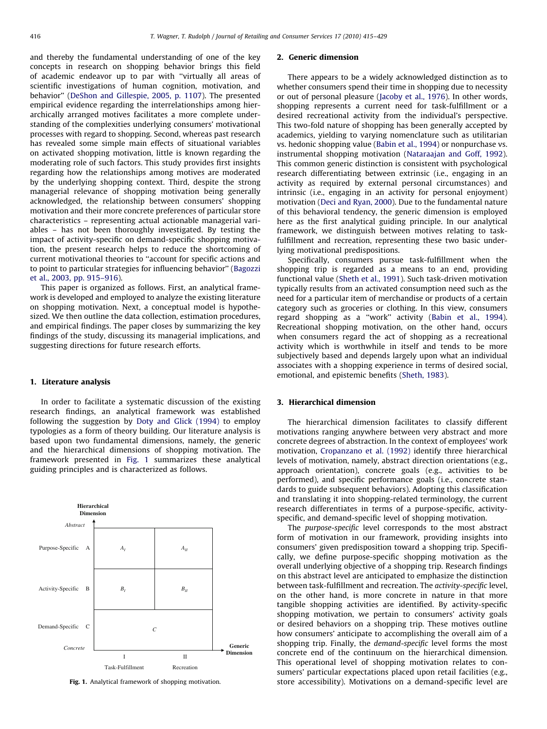and thereby the fundamental understanding of one of the key concepts in research on shopping behavior brings this field of academic endeavor up to par with ''virtually all areas of scientific investigations of human cognition, motivation, and behavior'' (DeShon and Gillespie, 2005, p. 1107). The presented empirical evidence regarding the interrelationships among hierarchically arranged motives facilitates a more complete understanding of the complexities underlying consumers' motivational processes with regard to shopping. Second, whereas past research has revealed some simple main effects of situational variables on activated shopping motivation, little is known regarding the moderating role of such factors. This study provides first insights regarding how the relationships among motives are moderated by the underlying shopping context. Third, despite the strong managerial relevance of shopping motivation being generally acknowledged, the relationship between consumers' shopping motivation and their more concrete preferences of particular store characteristics – representing actual actionable managerial variables – has not been thoroughly investigated. By testing the impact of activity-specific on demand-specific shopping motivation, the present research helps to reduce the shortcoming of current motivational theories to ''account for specific actions and to point to particular strategies for influencing behavior'' (Bagozzi et al., 2003, pp. 915–916).

This paper is organized as follows. First, an analytical framework is developed and employed to analyze the existing literature on shopping motivation. Next, a conceptual model is hypothesized. We then outline the data collection, estimation procedures, and empirical findings. The paper closes by summarizing the key findings of the study, discussing its managerial implications, and suggesting directions for future research efforts.

## 1. Literature analysis

In order to facilitate a systematic discussion of the existing research findings, an analytical framework was established following the suggestion by Doty and Glick (1994) to employ typologies as a form of theory building. Our literature analysis is based upon two fundamental dimensions, namely, the generic and the hierarchical dimensions of shopping motivation. The framework presented in Fig. 1 summarizes these analytical guiding principles and is characterized as follows.

Hierarchical Dimension

Abstract

Purpose-Specific A — $A_I$ — $A_{II}$

Activity-Specific B — $B_I$ — $B_{II}$

Demand-Specific C — $C$

Concrete

Generic Dimension

I Task-Fulfillment

II Recreation

**Fig. 1.** Analytical framework of shopping motivation.

## 2. Generic dimension

There appears to be a widely acknowledged distinction as to whether consumers spend their time in shopping due to necessity or out of personal pleasure (Jacoby et al., 1976). In other words, shopping represents a current need for task-fulfillment or a desired recreational activity from the individual's perspective. This two-fold nature of shopping has been generally accepted by academics, yielding to varying nomenclature such as utilitarian vs. hedonic shopping value (Babin et al., 1994) or nonpurchase vs. instrumental shopping motivation (Nataraajan and Goff, 1992). This common generic distinction is consistent with psychological research differentiating between extrinsic (i.e., engaging in an activity as required by external personal circumstances) and intrinsic (i.e., engaging in an activity for personal enjoyment) motivation (Deci and Ryan, 2000). Due to the fundamental nature of this behavioral tendency, the generic dimension is employed here as the first analytical guiding principle. In our analytical framework, we distinguish between motives relating to task-fulfillment and recreation, representing these two basic underlying motivational predispositions.

Specifically, consumers pursue task-fulfillment when the shopping trip is regarded as a means to an end, providing functional value (Sheth et al., 1991). Such task-driven motivation typically results from an activated consumption need such as the need for a particular item of merchandise or products of a certain category such as groceries or clothing. In this view, consumers regard shopping as a ''work'' activity (Babin et al., 1994). Recreational shopping motivation, on the other hand, occurs when consumers regard the act of shopping as a recreational activity which is worthwhile in itself and tends to be more subjectively based and depends largely upon what an individual associates with a shopping experience in terms of desired social, emotional, and epistemic benefits (Sheth, 1983).

## 3. Hierarchical dimension

The hierarchical dimension facilitates to classify different motivations ranging anywhere between very abstract and more concrete degrees of abstraction. In the context of employees' work motivation, Cropanzano et al. (1992) identify three hierarchical levels of motivation, namely, abstract direction orientations (e.g., approach orientation), concrete goals (e.g., activities to be performed), and specific performance goals (i.e., concrete standards to guide subsequent behaviors). Adopting this classification and translating it into shopping-related terminology, the current research differentiates in terms of a purpose-specific, activity-specific, and demand-specific level of shopping motivation.

The *purpose-specific* level corresponds to the most abstract form of motivation in our framework, providing insights into consumers' given predisposition toward a shopping trip. Specifically, we define purpose-specific shopping motivation as the overall underlying objective of a shopping trip. Research findings on this abstract level are anticipated to emphasize the distinction between task-fulfillment and recreation. The *activity-specific* level, on the other hand, is more concrete in nature in that more tangible shopping activities are identified. By activity-specific shopping motivation, we pertain to consumers' activity goals or desired behaviors on a shopping trip. These motives outline how consumers' anticipate to accomplishing the overall aim of a shopping trip. Finally, the *demand-specific* level forms the most concrete end of the continuum on the hierarchical dimension. This operational level of shopping motivation relates to consumers' particular expectations placed upon retail facilities (e.g., store accessibility). Motivations on a demand-specific level are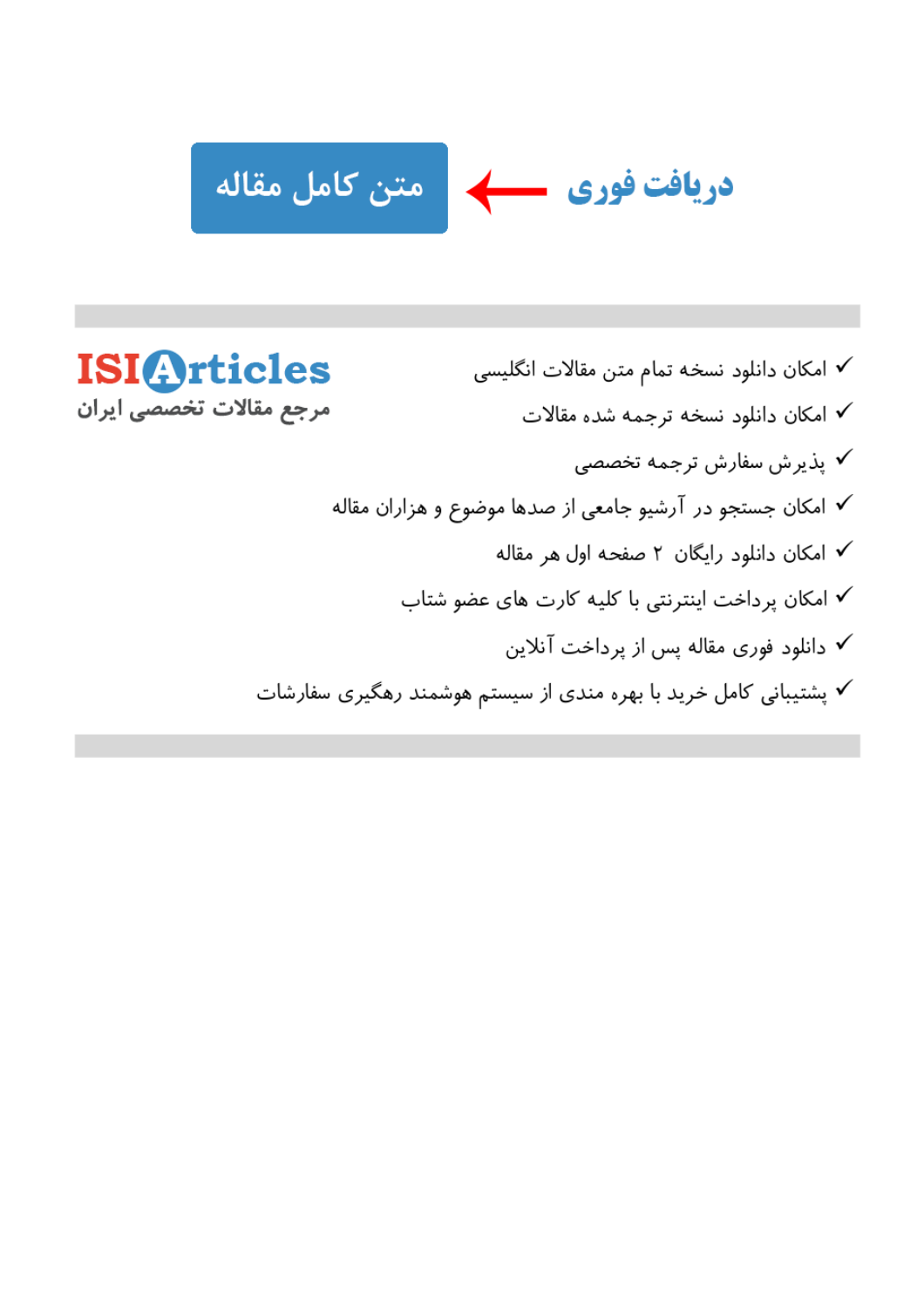دریافت فوری ← متن کامل مقاله

**ISIArticles**
مرجع مقالات تخصصی ایران

- ✓ امکان دانلود نسخه تمام متن مقالات انگلیسی
- ✓ امکان دانلود نسخه ترجمه شده مقالات
- ✓ پذیرش سفارش ترجمه تخصصی
- ✓ امکان جستجو در آرشیو جامعی از صدها موضوع و هزاران مقاله
- ✓ امکان دانلود رایگان ۲ صفحه اول هر مقاله
- ✓ امکان پرداخت اینترنتی با کلیه کارت های عضو شتاب
- ✓ دانلود فوری مقاله پس از پرداخت آنلاین
- ✓ پشتیبانی کامل خرید با بهره مندی از سیستم هوشمند رهگیری سفارشات